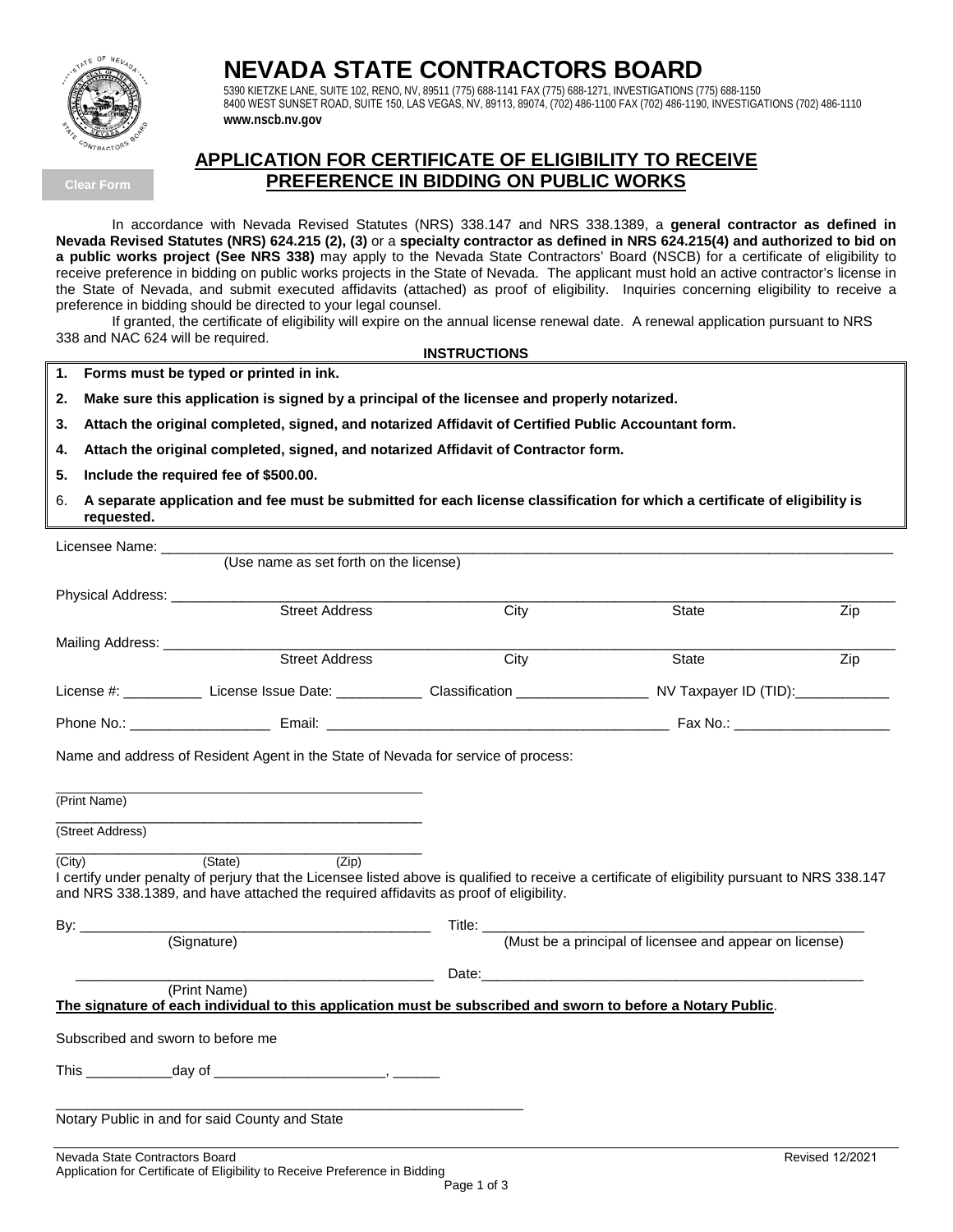# NEVADA STATE CONTRACTORS BOARD

5390 KIETZKE LANE, SUITE 102, RENO, NV, 89511 (775) 688-1141 FAX (775) 688-1271, INVESTIGATIONS (775) 688-1150
8400 WEST SUNSET ROAD, SUITE 150, LAS VEGAS, NV, 89113, 89074, (702) 486-1100 FAX (702) 486-1190, INVESTIGATIONS (702) 486-1110
**www.nscb.nv.gov**

Clear Form

## APPLICATION FOR CERTIFICATE OF ELIGIBILITY TO RECEIVE PREFERENCE IN BIDDING ON PUBLIC WORKS

In accordance with Nevada Revised Statutes (NRS) 338.147 and NRS 338.1389, a **general contractor as defined in Nevada Revised Statutes (NRS) 624.215 (2), (3)** or a **specialty contractor as defined in NRS 624.215(4) and authorized to bid on a public works project (See NRS 338)** may apply to the Nevada State Contractors' Board (NSCB) for a certificate of eligibility to receive preference in bidding on public works projects in the State of Nevada. The applicant must hold an active contractor's license in the State of Nevada, and submit executed affidavits (attached) as proof of eligibility. Inquiries concerning eligibility to receive a preference in bidding should be directed to your legal counsel.

If granted, the certificate of eligibility will expire on the annual license renewal date. A renewal application pursuant to NRS 338 and NAC 624 will be required.

**INSTRUCTIONS**

1. **Forms must be typed or printed in ink.**
2. **Make sure this application is signed by a principal of the licensee and properly notarized.**
3. **Attach the original completed, signed, and notarized Affidavit of Certified Public Accountant form.**
4. **Attach the original completed, signed, and notarized Affidavit of Contractor form.**
5. **Include the required fee of $500.00.**
6. **A separate application and fee must be submitted for each license classification for which a certificate of eligibility is requested.**

Licensee Name: ______________________________________________
(Use name as set forth on the license)

Physical Address: ______________________________________________
Street Address | City | State | Zip

Mailing Address: ______________________________________________
Street Address | City | State | Zip

License #: __________ License Issue Date: ___________ Classification _________________ NV Taxpayer ID (TID):____________

Phone No.: __________________ Email: _____________________________________________ Fax No.: ____________________

Name and address of Resident Agent in the State of Nevada for service of process:

_________________________________________________
(Print Name)

_________________________________________________
(Street Address)

_________________________________________________
(City) (State) (Zip)

I certify under penalty of perjury that the Licensee listed above is qualified to receive a certificate of eligibility pursuant to NRS 338.147 and NRS 338.1389, and have attached the required affidavits as proof of eligibility.

By: _____________________________________________ Title: ___________________________________________________
(Signature) (Must be a principal of licensee and appear on license)

_____________________________________________ Date:___________________________________________________
(Print Name)

**<u>The signature of each individual to this application must be subscribed and sworn to before a Notary Public</u>**.

Subscribed and sworn to before me

This ___________day of ______________________, ______

_____________________________________________________________
Notary Public in and for said County and State

Nevada State Contractors Board
Application for Certificate of Eligibility to Receive Preference in Bidding

Revised 12/2021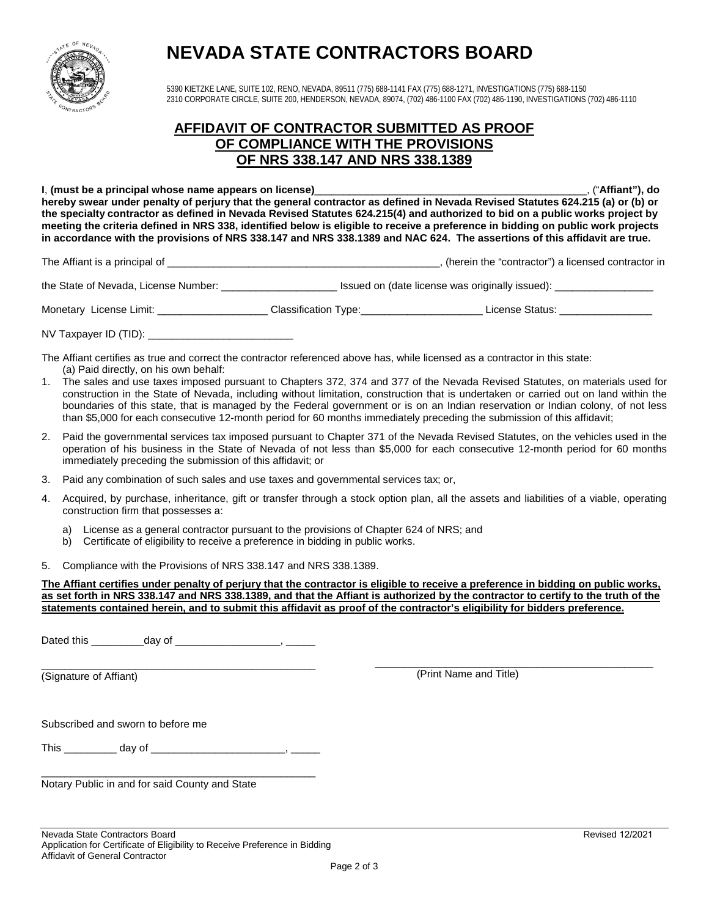# NEVADA STATE CONTRACTORS BOARD

5390 KIETZKE LANE, SUITE 102, RENO, NEVADA, 89511 (775) 688-1141 FAX (775) 688-1271, INVESTIGATIONS (775) 688-1150
2310 CORPORATE CIRCLE, SUITE 200, HENDERSON, NEVADA, 89074, (702) 486-1100 FAX (702) 486-1190, INVESTIGATIONS (702) 486-1110

## AFFIDAVIT OF CONTRACTOR SUBMITTED AS PROOF OF COMPLIANCE WITH THE PROVISIONS OF NRS 338.147 AND NRS 338.1389

**I, (must be a principal whose name appears on license)**_______________________________________________, ("**Affiant"), do hereby swear under penalty of perjury that the general contractor as defined in Nevada Revised Statutes 624.215 (a) or (b) or the specialty contractor as defined in Nevada Revised Statutes 624.215(4) and authorized to bid on a public works project by meeting the criteria defined in NRS 338, identified below is eligible to receive a preference in bidding on public work projects in accordance with the provisions of NRS 338.147 and NRS 338.1389 and NAC 624. The assertions of this affidavit are true.**

The Affiant is a principal of ________________________________________________, (herein the "contractor") a licensed contractor in

the State of Nevada, License Number: ____________________ Issued on (date license was originally issued): _________________

Monetary License Limit: ___________________ Classification Type:_____________________ License Status: ________________

NV Taxpayer ID (TID): _________________________

The Affiant certifies as true and correct the contractor referenced above has, while licensed as a contractor in this state:
(a) Paid directly, on his own behalf:

1. The sales and use taxes imposed pursuant to Chapters 372, 374 and 377 of the Nevada Revised Statutes, on materials used for construction in the State of Nevada, including without limitation, construction that is undertaken or carried out on land within the boundaries of this state, that is managed by the Federal government or is on an Indian reservation or Indian colony, of not less than $5,000 for each consecutive 12-month period for 60 months immediately preceding the submission of this affidavit;
2. Paid the governmental services tax imposed pursuant to Chapter 371 of the Nevada Revised Statutes, on the vehicles used in the operation of his business in the State of Nevada of not less than $5,000 for each consecutive 12-month period for 60 months immediately preceding the submission of this affidavit; or
3. Paid any combination of such sales and use taxes and governmental services tax; or,
4. Acquired, by purchase, inheritance, gift or transfer through a stock option plan, all the assets and liabilities of a viable, operating construction firm that possesses a:
   a) License as a general contractor pursuant to the provisions of Chapter 624 of NRS; and
   b) Certificate of eligibility to receive a preference in bidding in public works.
5. Compliance with the Provisions of NRS 338.147 and NRS 338.1389.

**The Affiant certifies under penalty of perjury that the contractor is eligible to receive a preference in bidding on public works, as set forth in NRS 338.147 and NRS 338.1389, and that the Affiant is authorized by the contractor to certify to the truth of the statements contained herein, and to submit this affidavit as proof of the contractor's eligibility for bidders preference.**

Dated this _________day of __________________, _____

_________________________________________________
(Signature of Affiant)

_________________________________________________
(Print Name and Title)

Subscribed and sworn to before me

This _________ day of _______________________, _____

_________________________________________________
Notary Public in and for said County and State

Nevada State Contractors Board
Application for Certificate of Eligibility to Receive Preference in Bidding
Affidavit of General Contractor

Revised 12/2021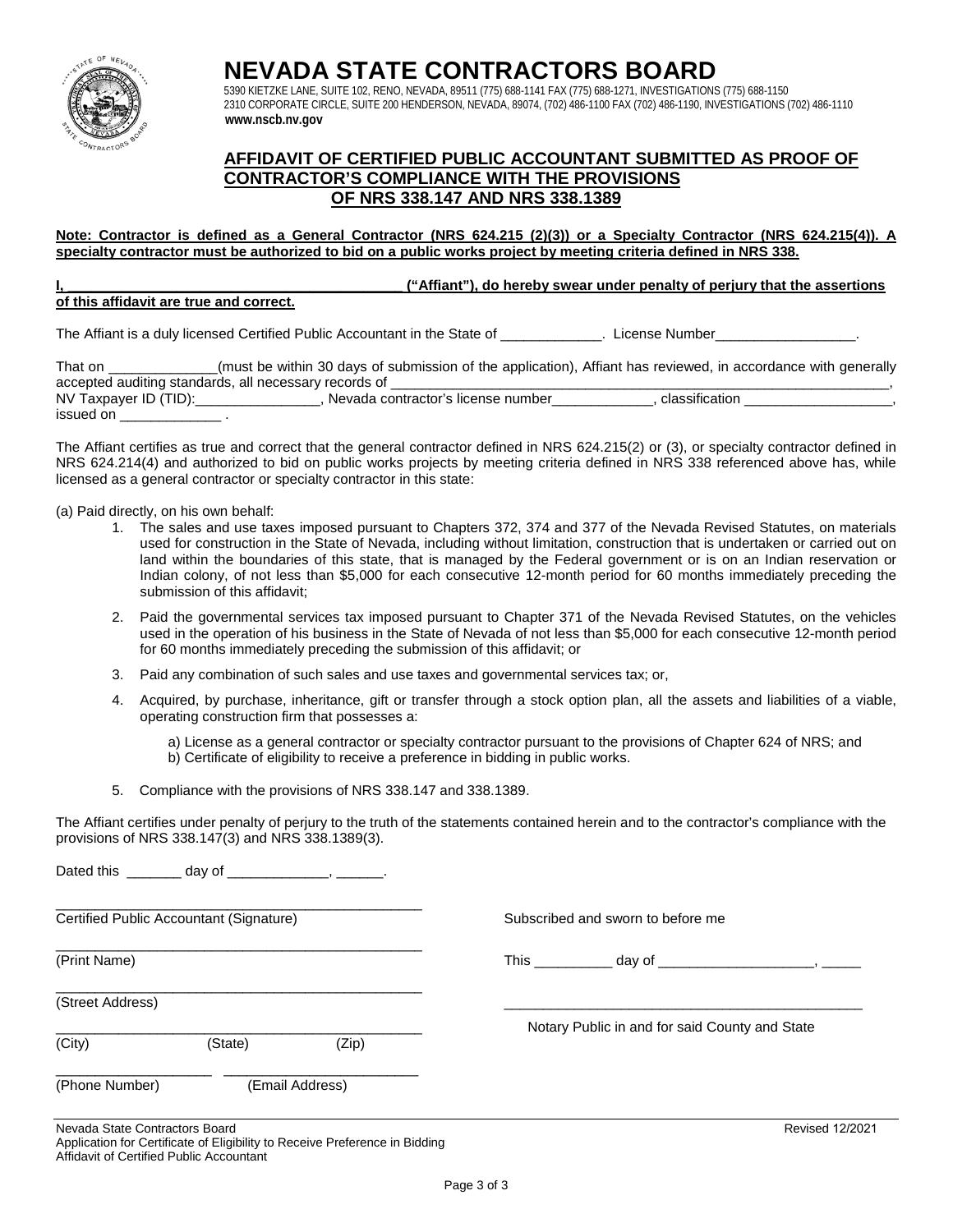# NEVADA STATE CONTRACTORS BOARD

5390 KIETZKE LANE, SUITE 102, RENO, NEVADA, 89511 (775) 688-1141 FAX (775) 688-1271, INVESTIGATIONS (775) 688-1150
2310 CORPORATE CIRCLE, SUITE 200 HENDERSON, NEVADA, 89074, (702) 486-1100 FAX (702) 486-1190, INVESTIGATIONS (702) 486-1110
**www.nscb.nv.gov**

## AFFIDAVIT OF CERTIFIED PUBLIC ACCOUNTANT SUBMITTED AS PROOF OF CONTRACTOR'S COMPLIANCE WITH THE PROVISIONS OF NRS 338.147 AND NRS 338.1389

**Note: Contractor is defined as a General Contractor (NRS 624.215 (2)(3)) or a Specialty Contractor (NRS 624.215(4)). A specialty contractor must be authorized to bid on a public works project by meeting criteria defined in NRS 338.**

**I, \_\_\_\_\_\_\_\_\_\_\_\_\_\_\_\_\_\_\_\_\_\_\_\_\_\_\_\_\_\_\_\_\_\_\_\_\_\_\_\_\_\_\_ ("Affiant"), do hereby swear under penalty of perjury that the assertions of this affidavit are true and correct.**

The Affiant is a duly licensed Certified Public Accountant in the State of \_\_\_\_\_\_\_\_\_\_\_\_\_. License Number\_\_\_\_\_\_\_\_\_\_\_\_\_\_\_\_\_\_.

That on \_\_\_\_\_\_\_\_\_\_\_\_\_\_(must be within 30 days of submission of the application), Affiant has reviewed, in accordance with generally accepted auditing standards, all necessary records of \_\_\_\_\_\_\_\_\_\_\_\_\_\_\_\_\_\_\_\_\_\_\_\_\_\_\_\_\_\_\_\_\_\_\_\_\_\_\_\_\_\_\_\_\_\_\_\_\_\_\_\_\_\_\_\_\_\_\_\_\_\_\_, NV Taxpayer ID (TID):\_\_\_\_\_\_\_\_\_\_\_\_\_\_\_\_, Nevada contractor's license number\_\_\_\_\_\_\_\_\_\_\_\_\_, classification \_\_\_\_\_\_\_\_\_\_\_\_\_\_\_\_\_\_\_, issued on \_\_\_\_\_\_\_\_\_\_\_\_\_ .

The Affiant certifies as true and correct that the general contractor defined in NRS 624.215(2) or (3), or specialty contractor defined in NRS 624.214(4) and authorized to bid on public works projects by meeting criteria defined in NRS 338 referenced above has, while licensed as a general contractor or specialty contractor in this state:

(a) Paid directly, on his own behalf:

1. The sales and use taxes imposed pursuant to Chapters 372, 374 and 377 of the Nevada Revised Statutes, on materials used for construction in the State of Nevada, including without limitation, construction that is undertaken or carried out on land within the boundaries of this state, that is managed by the Federal government or is on an Indian reservation or Indian colony, of not less than $5,000 for each consecutive 12-month period for 60 months immediately preceding the submission of this affidavit;
2. Paid the governmental services tax imposed pursuant to Chapter 371 of the Nevada Revised Statutes, on the vehicles used in the operation of his business in the State of Nevada of not less than $5,000 for each consecutive 12-month period for 60 months immediately preceding the submission of this affidavit; or
3. Paid any combination of such sales and use taxes and governmental services tax; or,
4. Acquired, by purchase, inheritance, gift or transfer through a stock option plan, all the assets and liabilities of a viable, operating construction firm that possesses a:

   a) License as a general contractor or specialty contractor pursuant to the provisions of Chapter 624 of NRS; and
   b) Certificate of eligibility to receive a preference in bidding in public works.

5. Compliance with the provisions of NRS 338.147 and 338.1389.

The Affiant certifies under penalty of perjury to the truth of the statements contained herein and to the contractor's compliance with the provisions of NRS 338.147(3) and NRS 338.1389(3).

Dated this \_\_\_\_\_\_\_ day of \_\_\_\_\_\_\_\_\_\_\_\_\_, \_\_\_\_\_\_.

\_\_\_\_\_\_\_\_\_\_\_\_\_\_\_\_\_\_\_\_\_\_\_\_\_\_\_\_\_\_\_\_\_\_\_\_\_\_\_\_\_\_\_\_\_\_\_
Certified Public Accountant (Signature)

\_\_\_\_\_\_\_\_\_\_\_\_\_\_\_\_\_\_\_\_\_\_\_\_\_\_\_\_\_\_\_\_\_\_\_\_\_\_\_\_\_\_\_\_\_\_\_
(Print Name)

\_\_\_\_\_\_\_\_\_\_\_\_\_\_\_\_\_\_\_\_\_\_\_\_\_\_\_\_\_\_\_\_\_\_\_\_\_\_\_\_\_\_\_\_\_\_\_
(Street Address)

\_\_\_\_\_\_\_\_\_\_\_\_\_\_\_\_\_\_\_\_\_\_\_\_\_\_\_\_\_\_\_\_\_\_\_\_\_\_\_\_\_\_\_\_\_\_\_
(City) (State) (Zip)

\_\_\_\_\_\_\_\_\_\_\_\_\_\_\_\_\_\_\_\_ \_\_\_\_\_\_\_\_\_\_\_\_\_\_\_\_\_\_\_\_\_\_\_\_\_\_
(Phone Number) (Email Address)

Subscribed and sworn to before me

This \_\_\_\_\_\_\_\_\_\_ day of \_\_\_\_\_\_\_\_\_\_\_\_\_\_\_\_\_\_\_\_, \_\_\_\_\_

\_\_\_\_\_\_\_\_\_\_\_\_\_\_\_\_\_\_\_\_\_\_\_\_\_\_\_\_\_\_\_\_\_\_\_\_\_\_\_\_\_\_\_\_\_\_\_
Notary Public in and for said County and State

Nevada State Contractors Board
Application for Certificate of Eligibility to Receive Preference in Bidding
Affidavit of Certified Public Accountant

Revised 12/2021